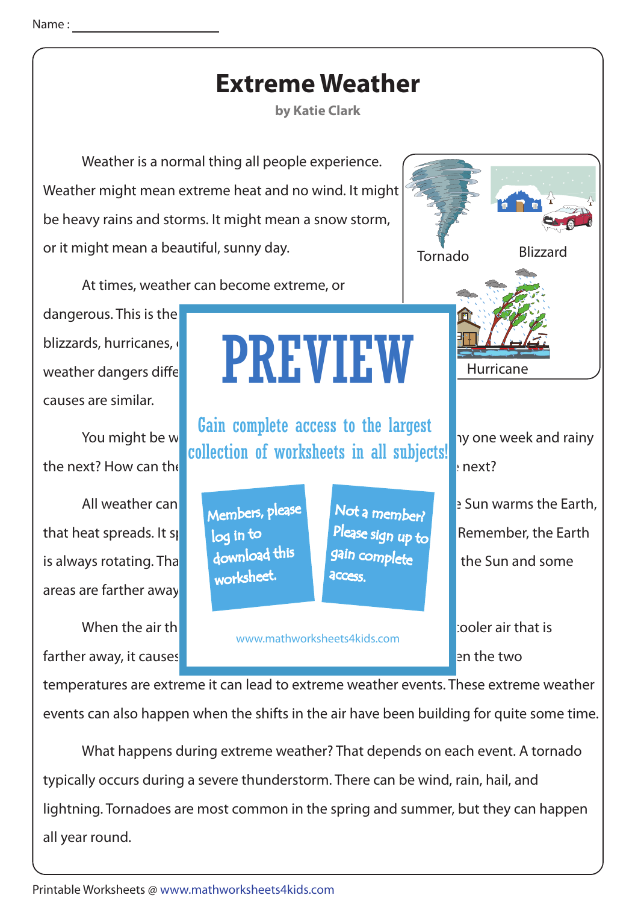Name : ______________________

# Extreme Weather

**by Katie Clark**

Weather is a normal thing all people experience. Weather might mean extreme heat and no wind. It might be heavy rains and storms. It might mean a snow storm, or it might mean a beautiful, sunny day.

Tornado

Blizzard

Hurricane

At times, weather can become extreme, or dangerous. This is the blizzards, hurricanes, weather dangers diffe causes are similar.

**PREVIEW**

Gain complete access to the largest collection of worksheets in all subjects!

Members, please log in to download this worksheet.

Not a member? Please sign up to gain complete access.

www.mathworksheets4kids.com

You might be w ny one week and rainy the next? How can the next?

All weather can e Sun warms the Earth, that heat spreads. It s Remember, the Earth is always rotating. Tha the Sun and some areas are farther away

When the air th cooler air that is farther away, it causes en the two temperatures are extreme it can lead to extreme weather events. These extreme weather events can also happen when the shifts in the air have been building for quite some time.

What happens during extreme weather? That depends on each event. A tornado typically occurs during a severe thunderstorm. There can be wind, rain, hail, and lightning. Tornadoes are most common in the spring and summer, but they can happen all year round.

Printable Worksheets @ www.mathworksheets4kids.com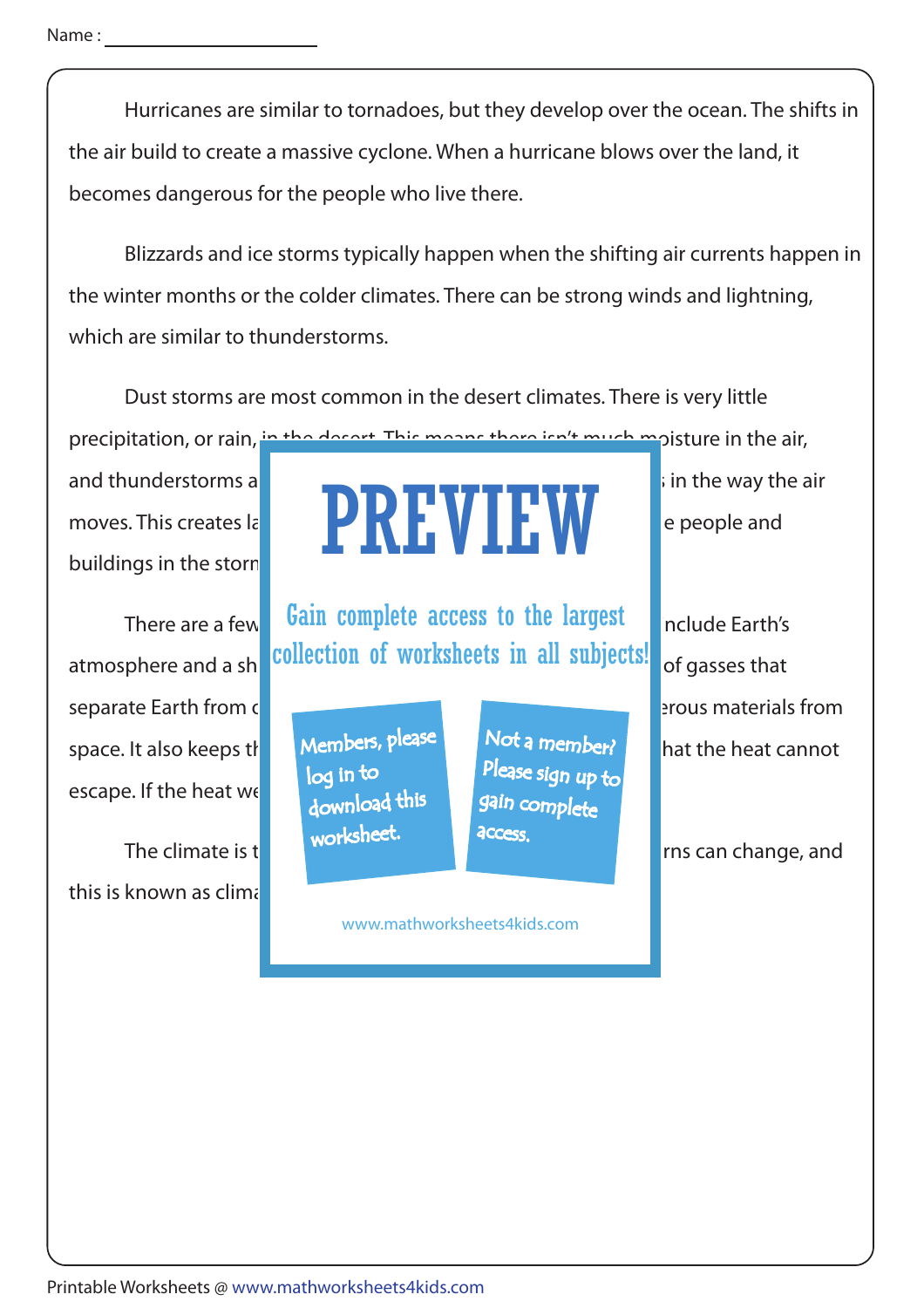Name :

Hurricanes are similar to tornadoes, but they develop over the ocean. The shifts in the air build to create a massive cyclone. When a hurricane blows over the land, it becomes dangerous for the people who live there.

Blizzards and ice storms typically happen when the shifting air currents happen in the winter months or the colder climates. There can be strong winds and lightning, which are similar to thunderstorms.

Dust storms are most common in the desert climates. There is very little precipitation, or rain, in the desert. This means there isn't much moisture in the air, and thunderstorms a                                                     in the way the air moves. This creates la                                                     e people and buildings in the storm

There are a few                                                     nclude Earth's atmosphere and a sh                                                     of gasses that separate Earth from                                                     erous materials from space. It also keeps th                                                     hat the heat cannot escape. If the heat we

The climate is t                                                     rns can change, and this is known as clima

# PREVIEW

Gain complete access to the largest collection of worksheets in all subjects!

Members, please log in to download this worksheet.

Not a member? Please sign up to gain complete access.

www.mathworksheets4kids.com

Printable Worksheets @ www.mathworksheets4kids.com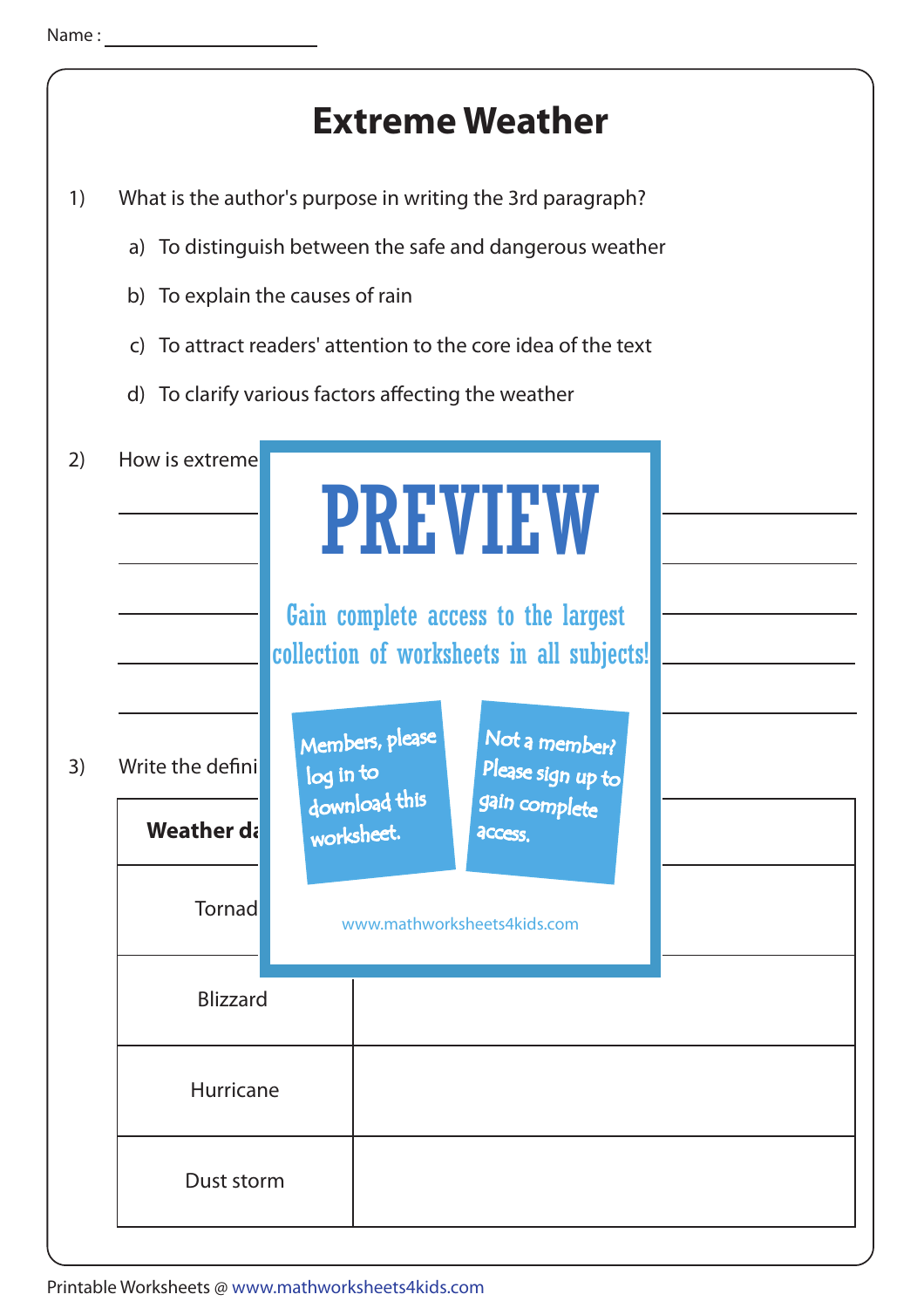Name : ___________________

# Extreme Weather

1) What is the author's purpose in writing the 3rd paragraph?

   a) To distinguish between the safe and dangerous weather

   b) To explain the causes of rain

   c) To attract readers' attention to the core idea of the text

   d) To clarify various factors affecting the weather

2) How is extreme

______________________________________________

______________________________________________

______________________________________________

______________________________________________

______________________________________________

3) Write the defini

| Weather da | |
|---|---|
| Tornad | |
| Blizzard | |
| Hurricane | |
| Dust storm | |

PREVIEW

Gain complete access to the largest collection of worksheets in all subjects!

Members, please log in to download this worksheet.

Not a member? Please sign up to gain complete access.

www.mathworksheets4kids.com

Printable Worksheets @ www.mathworksheets4kids.com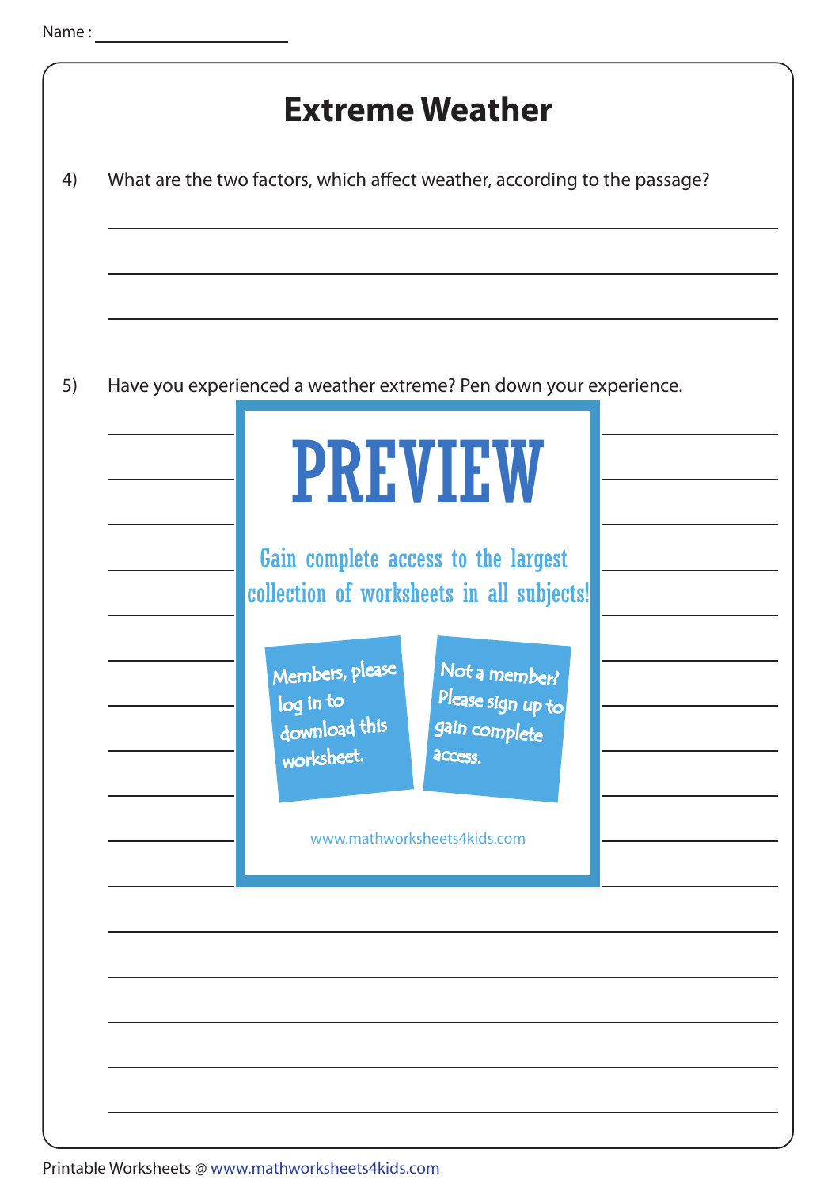Name :

# Extreme Weather

4) What are the two factors, which affect weather, according to the passage?

5) Have you experienced a weather extreme? Pen down your experience.

PREVIEW

Gain complete access to the largest collection of worksheets in all subjects!

Members, please log in to download this worksheet.

Not a member? Please sign up to gain complete access.

www.mathworksheets4kids.com

Printable Worksheets @ www.mathworksheets4kids.com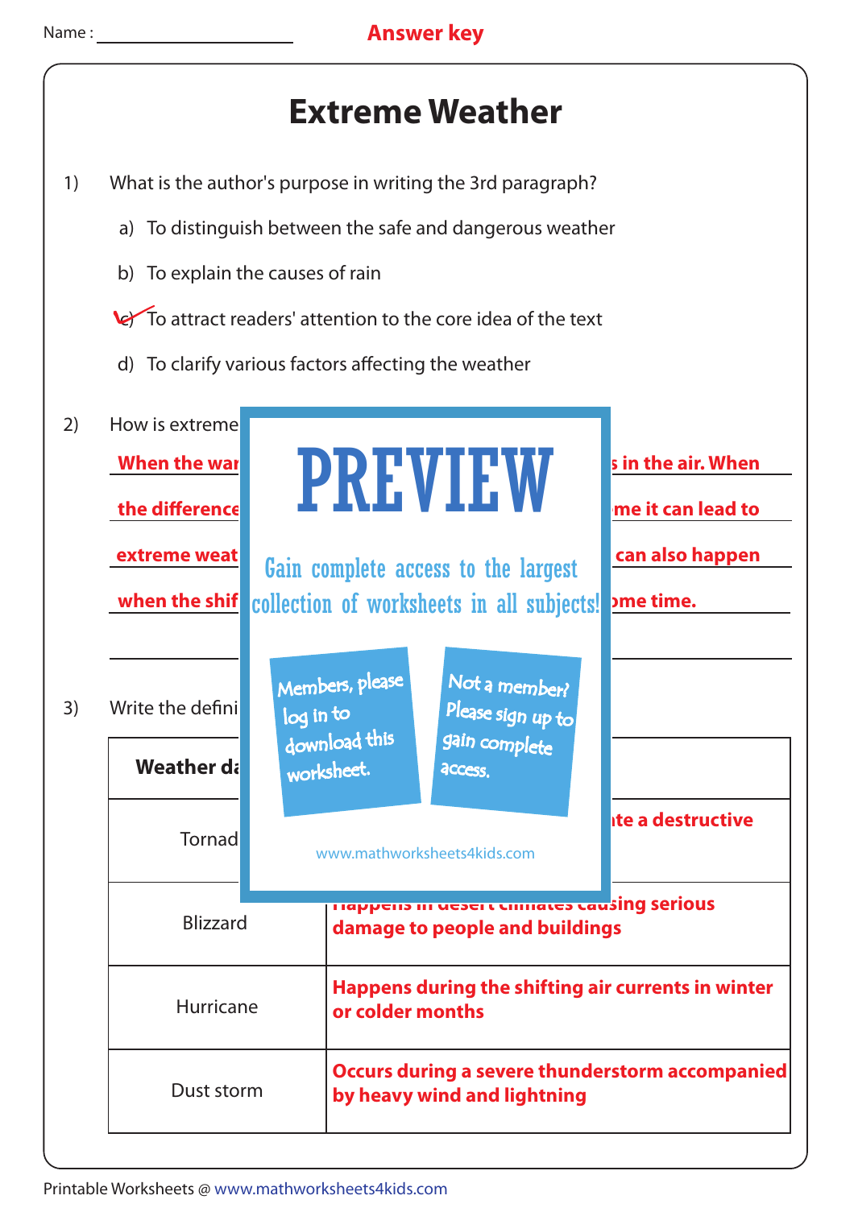Name : ____________________ **Answer key**

# Extreme Weather

1) What is the author's purpose in writing the 3rd paragraph?

   a) To distinguish between the safe and dangerous weather

   b) To explain the causes of rain

   c) To attract readers' attention to the core idea of the text ✓

   d) To clarify various factors affecting the weather

2) How is extreme

   **When the war ... s in the air. When**

   **the difference ... me it can lead to**

   **extreme weat ... can also happen**

   **when the shif ... ome time.**

PREVIEW

Gain complete access to the largest collection of worksheets in all subjects!

Members, please log in to download this worksheet.

Not a member? Please sign up to gain complete access.

www.mathworksheets4kids.com

3) Write the defini

| Weather da | |
|---|---|
| Tornad | **...te a destructive** |
| Blizzard | **Happens in desert climates causing serious damage to people and buildings** |
| Hurricane | **Happens during the shifting air currents in winter or colder months** |
| Dust storm | **Occurs during a severe thunderstorm accompanied by heavy wind and lightning** |

Printable Worksheets @ www.mathworksheets4kids.com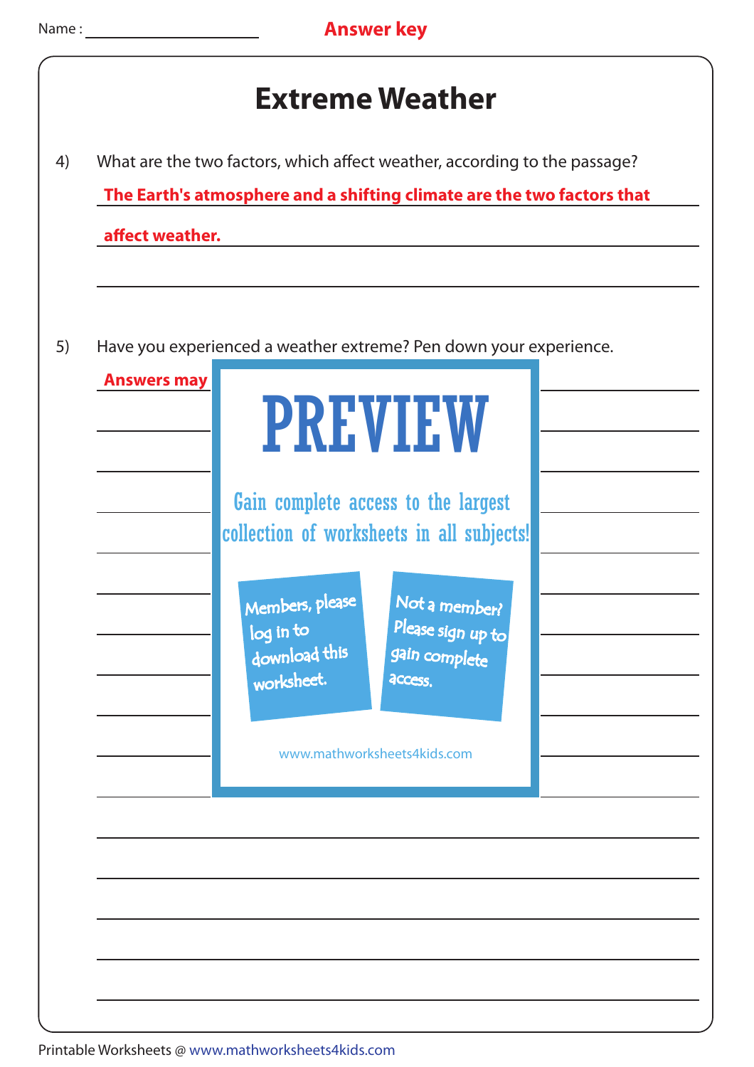Name : 

**Answer key**

# Extreme Weather

4) What are the two factors, which affect weather, according to the passage?

**The Earth's atmosphere and a shifting climate are the two factors that affect weather.**

5) Have you experienced a weather extreme? Pen down your experience.

**Answers may**

PREVIEW

Gain complete access to the largest collection of worksheets in all subjects!

Members, please log in to download this worksheet.

Not a member? Please sign up to gain complete access.

www.mathworksheets4kids.com